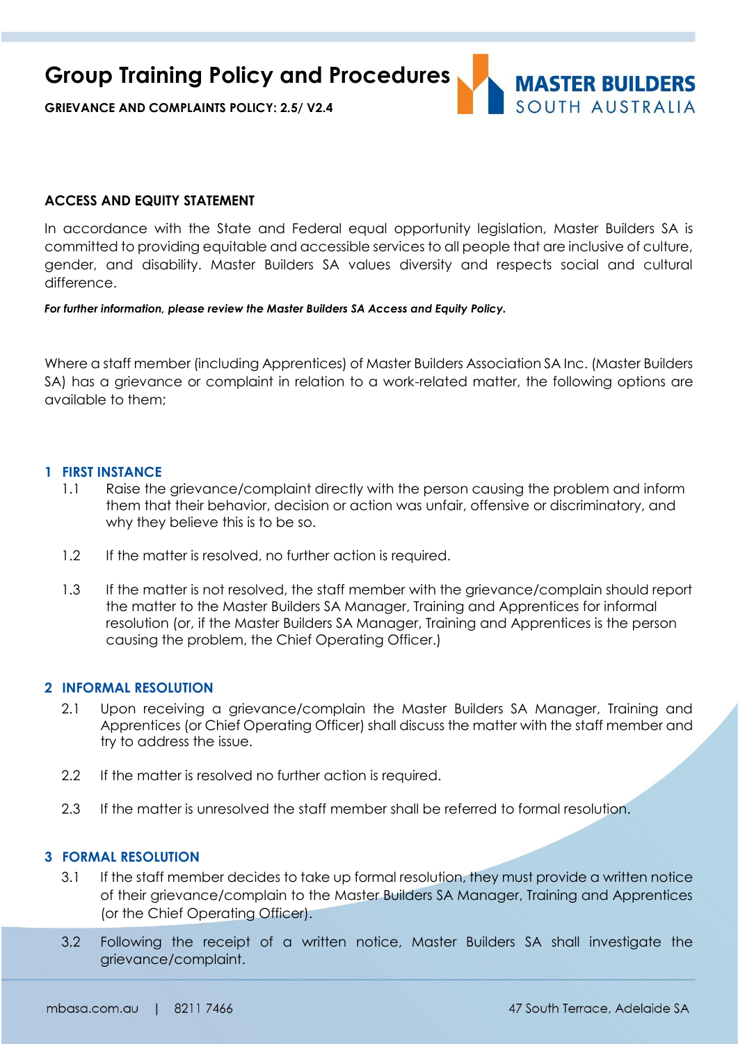# Group Training Policy and Procedures

**GRIEVANCE AND COMPLAINTS POLICY: 2.5/ V2.4**

**ACCESS AND EQUITY STATEMENT**

In accordance with the State and Federal equal opportunity legislation, Master Builders SA is committed to providing equitable and accessible services to all people that are inclusive of culture, gender, and disability. Master Builders SA values diversity and respects social and cultural difference.

***For further information, please review the Master Builders SA Access and Equity Policy.***

Where a staff member (including Apprentices) of Master Builders Association SA Inc. (Master Builders SA) has a grievance or complaint in relation to a work-related matter, the following options are available to them;

## 1 FIRST INSTANCE

1.1 Raise the grievance/complaint directly with the person causing the problem and inform them that their behavior, decision or action was unfair, offensive or discriminatory, and why they believe this is to be so.

1.2 If the matter is resolved, no further action is required.

1.3 If the matter is not resolved, the staff member with the grievance/complain should report the matter to the Master Builders SA Manager, Training and Apprentices for informal resolution (or, if the Master Builders SA Manager, Training and Apprentices is the person causing the problem, the Chief Operating Officer.)

## 2 INFORMAL RESOLUTION

2.1 Upon receiving a grievance/complain the Master Builders SA Manager, Training and Apprentices (or Chief Operating Officer) shall discuss the matter with the staff member and try to address the issue.

2.2 If the matter is resolved no further action is required.

2.3 If the matter is unresolved the staff member shall be referred to formal resolution.

## 3 FORMAL RESOLUTION

3.1 If the staff member decides to take up formal resolution, they must provide a written notice of their grievance/complain to the Master Builders SA Manager, Training and Apprentices (or the Chief Operating Officer).

3.2 Following the receipt of a written notice, Master Builders SA shall investigate the grievance/complaint.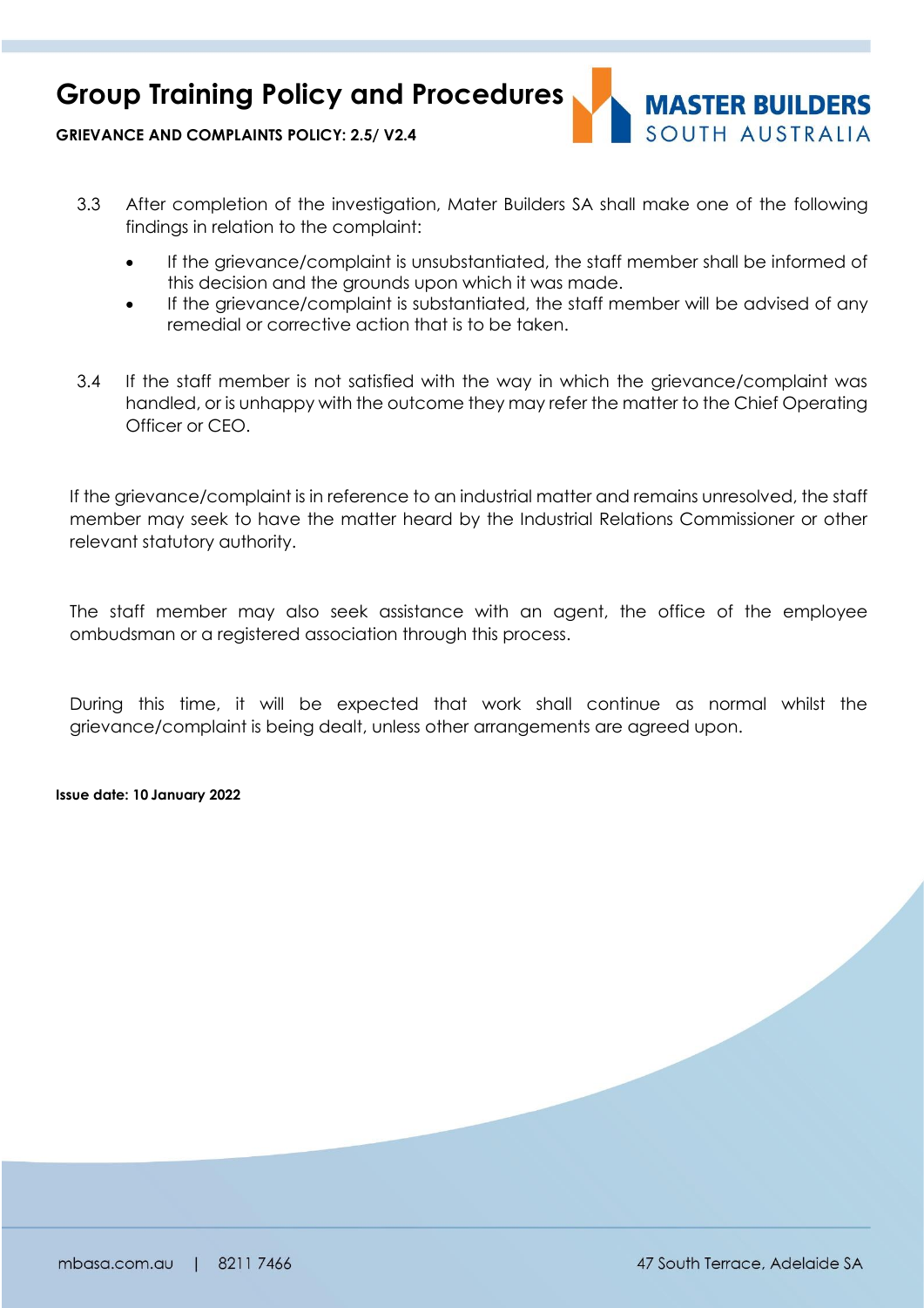3.3 After completion of the investigation, Mater Builders SA shall make one of the following findings in relation to the complaint:

- If the grievance/complaint is unsubstantiated, the staff member shall be informed of this decision and the grounds upon which it was made.
- If the grievance/complaint is substantiated, the staff member will be advised of any remedial or corrective action that is to be taken.

3.4 If the staff member is not satisfied with the way in which the grievance/complaint was handled, or is unhappy with the outcome they may refer the matter to the Chief Operating Officer or CEO.

If the grievance/complaint is in reference to an industrial matter and remains unresolved, the staff member may seek to have the matter heard by the Industrial Relations Commissioner or other relevant statutory authority.

The staff member may also seek assistance with an agent, the office of the employee ombudsman or a registered association through this process.

During this time, it will be expected that work shall continue as normal whilst the grievance/complaint is being dealt, unless other arrangements are agreed upon.

**Issue date: 10 January 2022**